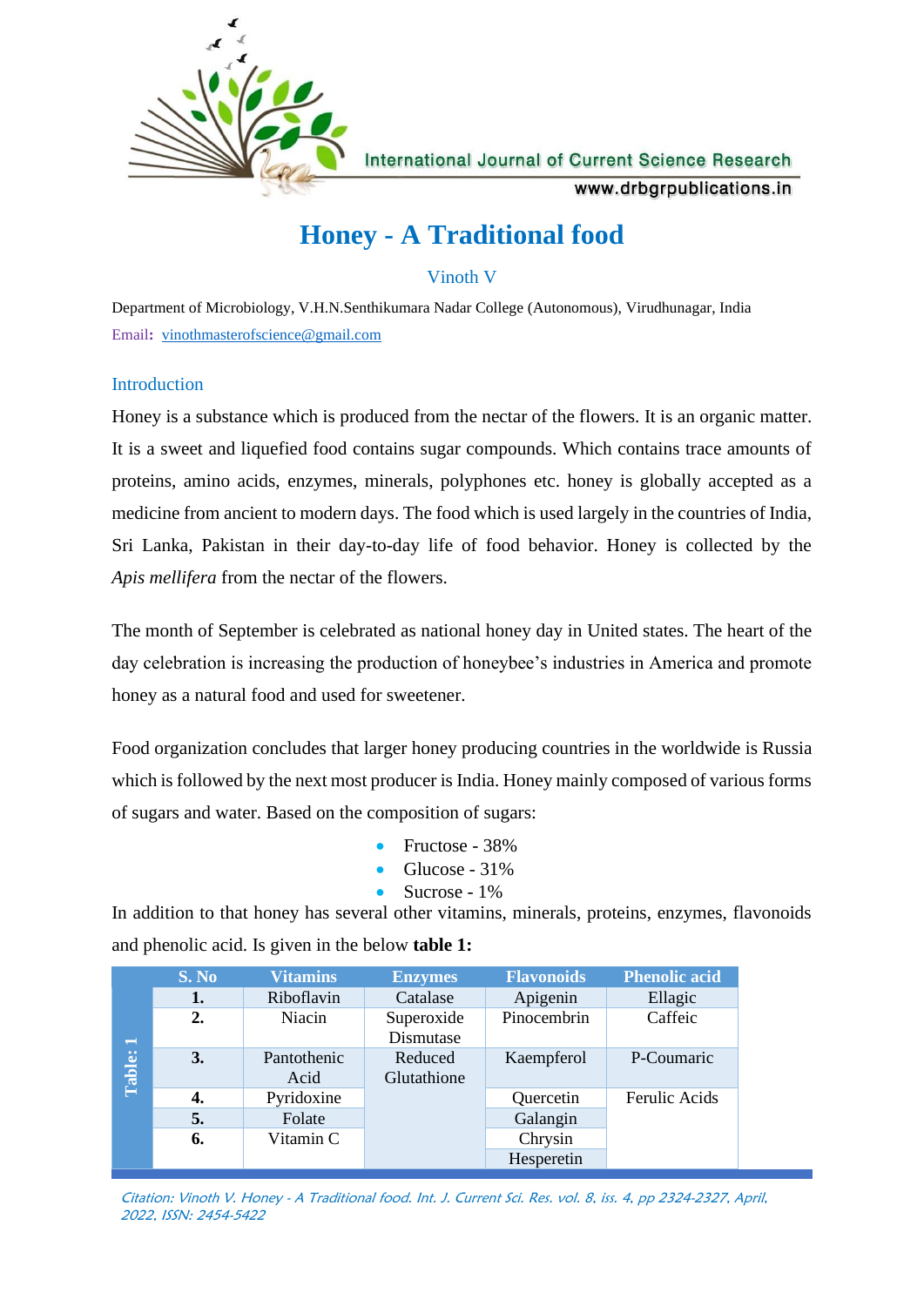# Honey - A Traditional food

Vinoth V

Department of Microbiology, V.H.N.Senthikumara Nadar College (Autonomous), Virudhunagar, India

Email: vinothmasterofscience@gmail.com

## Introduction

Honey is a substance which is produced from the nectar of the flowers. It is an organic matter. It is a sweet and liquefied food contains sugar compounds. Which contains trace amounts of proteins, amino acids, enzymes, minerals, polyphones etc. honey is globally accepted as a medicine from ancient to modern days. The food which is used largely in the countries of India, Sri Lanka, Pakistan in their day-to-day life of food behavior. Honey is collected by the *Apis mellifera* from the nectar of the flowers.

The month of September is celebrated as national honey day in United states. The heart of the day celebration is increasing the production of honeybee's industries in America and promote honey as a natural food and used for sweetener.

Food organization concludes that larger honey producing countries in the worldwide is Russia which is followed by the next most producer is India. Honey mainly composed of various forms of sugars and water. Based on the composition of sugars:

- Fructose - 38%
- Glucose - 31%
- Sucrose - 1%

In addition to that honey has several other vitamins, minerals, proteins, enzymes, flavonoids and phenolic acid. Is given in the below **table 1:**

Table: 1

| S. No | Vitamins | Enzymes | Flavonoids | Phenolic acid |
|---|---|---|---|---|
| **1.** | Riboflavin | Catalase | Apigenin | Ellagic |
| **2.** | Niacin | Superoxide Dismutase | Pinocembrin | Caffeic |
| **3.** | Pantothenic Acid | Reduced Glutathione | Kaempferol | P-Coumaric |
| **4.** | Pyridoxine | | Quercetin | Ferulic Acids |
| **5.** | Folate | | Galangin | |
| **6.** | Vitamin C | | Chrysin | |
| | | | Hesperetin | |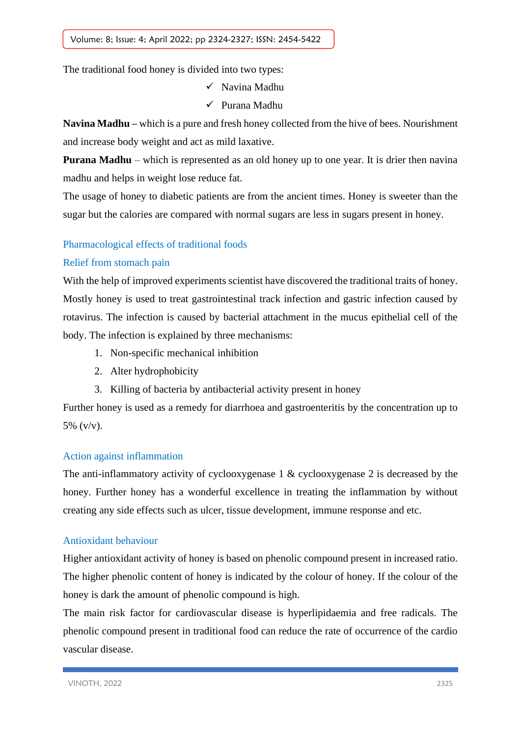The traditional food honey is divided into two types:

- ✓ Navina Madhu
- ✓ Purana Madhu

**Navina Madhu –** which is a pure and fresh honey collected from the hive of bees. Nourishment and increase body weight and act as mild laxative.

**Purana Madhu** – which is represented as an old honey up to one year. It is drier then navina madhu and helps in weight lose reduce fat.

The usage of honey to diabetic patients are from the ancient times. Honey is sweeter than the sugar but the calories are compared with normal sugars are less in sugars present in honey.

## Pharmacological effects of traditional foods

### Relief from stomach pain

With the help of improved experiments scientist have discovered the traditional traits of honey. Mostly honey is used to treat gastrointestinal track infection and gastric infection caused by rotavirus. The infection is caused by bacterial attachment in the mucus epithelial cell of the body. The infection is explained by three mechanisms:

1. Non-specific mechanical inhibition
2. Alter hydrophobicity
3. Killing of bacteria by antibacterial activity present in honey

Further honey is used as a remedy for diarrhoea and gastroenteritis by the concentration up to 5% (v/v).

### Action against inflammation

The anti-inflammatory activity of cyclooxygenase 1 & cyclooxygenase 2 is decreased by the honey. Further honey has a wonderful excellence in treating the inflammation by without creating any side effects such as ulcer, tissue development, immune response and etc.

### Antioxidant behaviour

Higher antioxidant activity of honey is based on phenolic compound present in increased ratio. The higher phenolic content of honey is indicated by the colour of honey. If the colour of the honey is dark the amount of phenolic compound is high.

The main risk factor for cardiovascular disease is hyperlipidaemia and free radicals. The phenolic compound present in traditional food can reduce the rate of occurrence of the cardio vascular disease.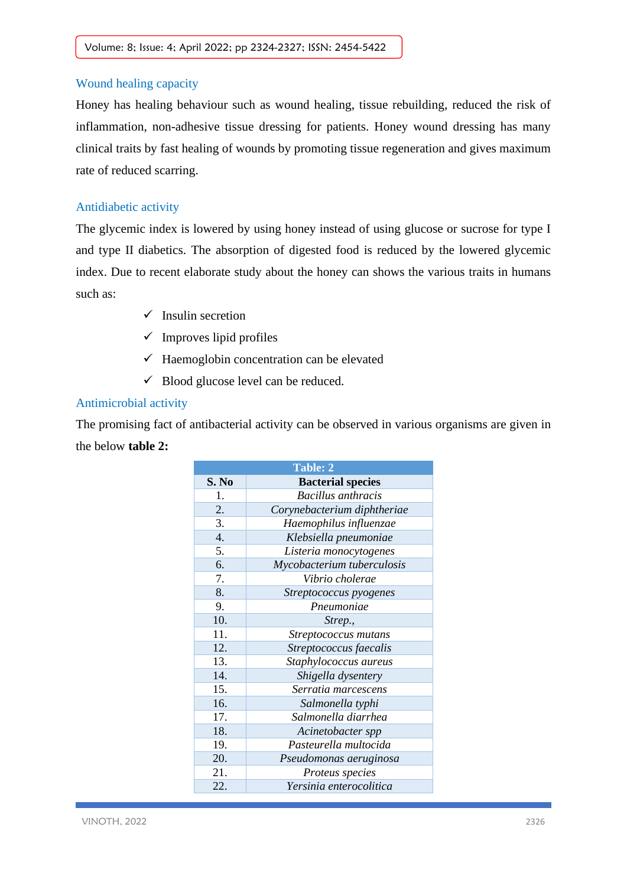## Wound healing capacity

Honey has healing behaviour such as wound healing, tissue rebuilding, reduced the risk of inflammation, non-adhesive tissue dressing for patients. Honey wound dressing has many clinical traits by fast healing of wounds by promoting tissue regeneration and gives maximum rate of reduced scarring.

## Antidiabetic activity

The glycemic index is lowered by using honey instead of using glucose or sucrose for type I and type II diabetics. The absorption of digested food is reduced by the lowered glycemic index. Due to recent elaborate study about the honey can shows the various traits in humans such as:

- ✓ Insulin secretion
- ✓ Improves lipid profiles
- ✓ Haemoglobin concentration can be elevated
- ✓ Blood glucose level can be reduced.

## Antimicrobial activity

The promising fact of antibacterial activity can be observed in various organisms are given in the below **table 2:**

**Table: 2**

| S. No | Bacterial species |
|---|---|
| 1. | *Bacillus anthracis* |
| 2. | *Corynebacterium diphtheriae* |
| 3. | *Haemophilus influenzae* |
| 4. | *Klebsiella pneumoniae* |
| 5. | *Listeria monocytogenes* |
| 6. | *Mycobacterium tuberculosis* |
| 7. | *Vibrio cholerae* |
| 8. | *Streptococcus pyogenes* |
| 9. | *Pneumoniae* |
| 10. | *Strep.,* |
| 11. | *Streptococcus mutans* |
| 12. | *Streptococcus faecalis* |
| 13. | *Staphylococcus aureus* |
| 14. | *Shigella dysentery* |
| 15. | *Serratia marcescens* |
| 16. | *Salmonella typhi* |
| 17. | *Salmonella diarrhea* |
| 18. | *Acinetobacter spp* |
| 19. | *Pasteurella multocida* |
| 20. | *Pseudomonas aeruginosa* |
| 21. | *Proteus species* |
| 22. | *Yersinia enterocolitica* |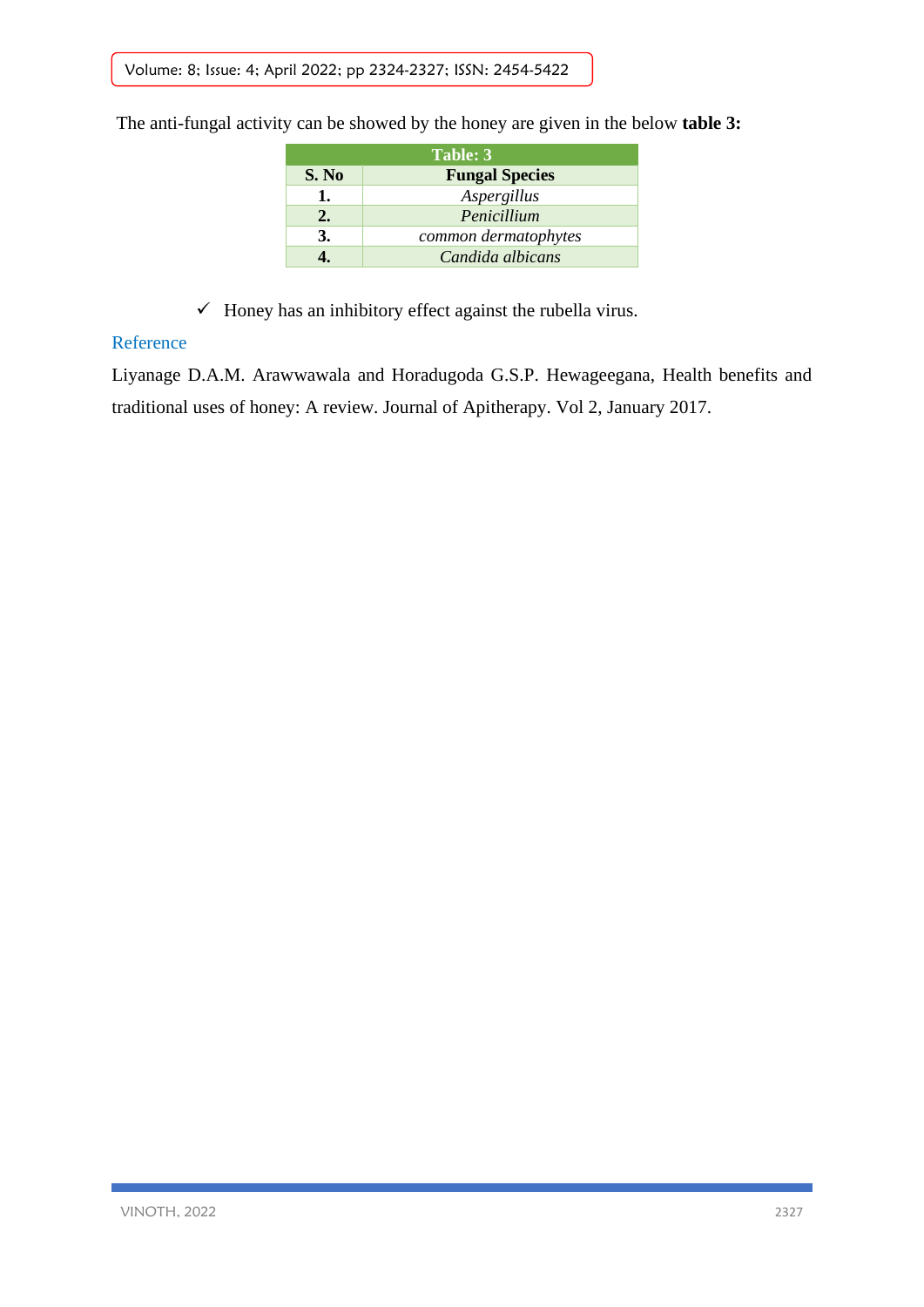The anti-fungal activity can be showed by the honey are given in the below **table 3:**

| Table: 3 | |
|---|---|
| **S. No** | **Fungal Species** |
| **1.** | *Aspergillus* |
| **2.** | *Penicillium* |
| **3.** | *common dermatophytes* |
| **4.** | *Candida albicans* |

- ✓ Honey has an inhibitory effect against the rubella virus.

## Reference

Liyanage D.A.M. Arawwawala and Horadugoda G.S.P. Hewageegana, Health benefits and traditional uses of honey: A review. Journal of Apitherapy. Vol 2, January 2017.